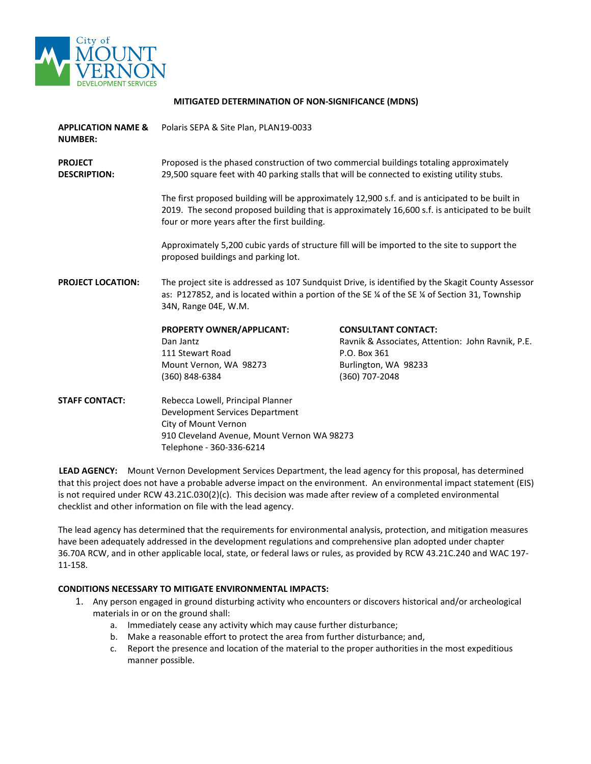City of MOUNT VERNON DEVELOPMENT SERVICES

# MITIGATED DETERMINATION OF NON-SIGNIFICANCE (MDNS)

**APPLICATION NAME & NUMBER:** Polaris SEPA & Site Plan, PLAN19-0033

**PROJECT DESCRIPTION:** Proposed is the phased construction of two commercial buildings totaling approximately 29,500 square feet with 40 parking stalls that will be connected to existing utility stubs.

The first proposed building will be approximately 12,900 s.f. and is anticipated to be built in 2019. The second proposed building that is approximately 16,600 s.f. is anticipated to be built four or more years after the first building.

Approximately 5,200 cubic yards of structure fill will be imported to the site to support the proposed buildings and parking lot.

**PROJECT LOCATION:** The project site is addressed as 107 Sundquist Drive, is identified by the Skagit County Assessor as: P127852, and is located within a portion of the SE ¼ of the SE ¼ of Section 31, Township 34N, Range 04E, W.M.

**PROPERTY OWNER/APPLICANT:**
Dan Jantz
111 Stewart Road
Mount Vernon, WA 98273
(360) 848-6384

**CONSULTANT CONTACT:**
Ravnik & Associates, Attention: John Ravnik, P.E.
P.O. Box 361
Burlington, WA 98233
(360) 707-2048

**STAFF CONTACT:**
Rebecca Lowell, Principal Planner
Development Services Department
City of Mount Vernon
910 Cleveland Avenue, Mount Vernon WA 98273
Telephone - 360-336-6214

**LEAD AGENCY:** Mount Vernon Development Services Department, the lead agency for this proposal, has determined that this project does not have a probable adverse impact on the environment. An environmental impact statement (EIS) is not required under RCW 43.21C.030(2)(c). This decision was made after review of a completed environmental checklist and other information on file with the lead agency.

The lead agency has determined that the requirements for environmental analysis, protection, and mitigation measures have been adequately addressed in the development regulations and comprehensive plan adopted under chapter 36.70A RCW, and in other applicable local, state, or federal laws or rules, as provided by RCW 43.21C.240 and WAC 197-11-158.

**CONDITIONS NECESSARY TO MITIGATE ENVIRONMENTAL IMPACTS:**

1. Any person engaged in ground disturbing activity who encounters or discovers historical and/or archeological materials in or on the ground shall:
   a. Immediately cease any activity which may cause further disturbance;
   b. Make a reasonable effort to protect the area from further disturbance; and,
   c. Report the presence and location of the material to the proper authorities in the most expeditious manner possible.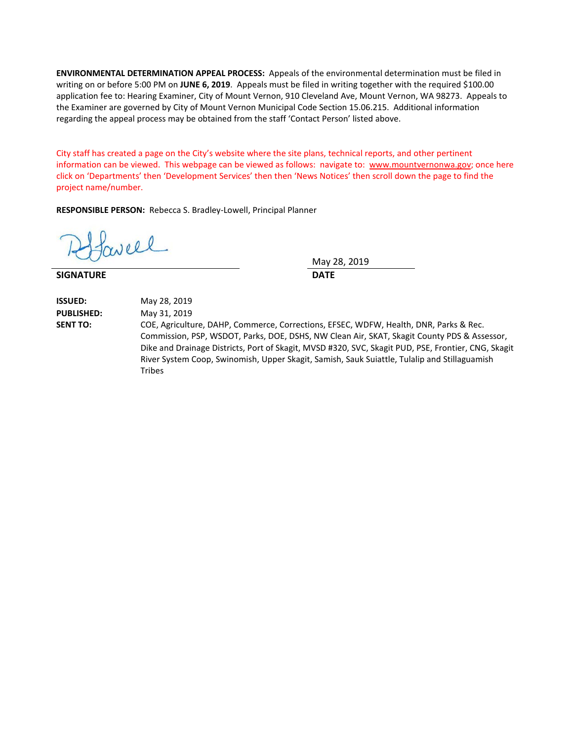**ENVIRONMENTAL DETERMINATION APPEAL PROCESS:** Appeals of the environmental determination must be filed in writing on or before 5:00 PM on **JUNE 6, 2019**. Appeals must be filed in writing together with the required $100.00 application fee to: Hearing Examiner, City of Mount Vernon, 910 Cleveland Ave, Mount Vernon, WA 98273. Appeals to the Examiner are governed by City of Mount Vernon Municipal Code Section 15.06.215. Additional information regarding the appeal process may be obtained from the staff 'Contact Person' listed above.

City staff has created a page on the City's website where the site plans, technical reports, and other pertinent information can be viewed. This webpage can be viewed as follows: navigate to: www.mountvernonwa.gov; once here click on 'Departments' then 'Development Services' then then 'News Notices' then scroll down the page to find the project name/number.

**RESPONSIBLE PERSON:** Rebecca S. Bradley-Lowell, Principal Planner

**SIGNATURE**

May 28, 2019
**DATE**

**ISSUED:** May 28, 2019

**PUBLISHED:** May 31, 2019

**SENT TO:** COE, Agriculture, DAHP, Commerce, Corrections, EFSEC, WDFW, Health, DNR, Parks & Rec. Commission, PSP, WSDOT, Parks, DOE, DSHS, NW Clean Air, SKAT, Skagit County PDS & Assessor, Dike and Drainage Districts, Port of Skagit, MVSD #320, SVC, Skagit PUD, PSE, Frontier, CNG, Skagit River System Coop, Swinomish, Upper Skagit, Samish, Sauk Suiattle, Tulalip and Stillaguamish Tribes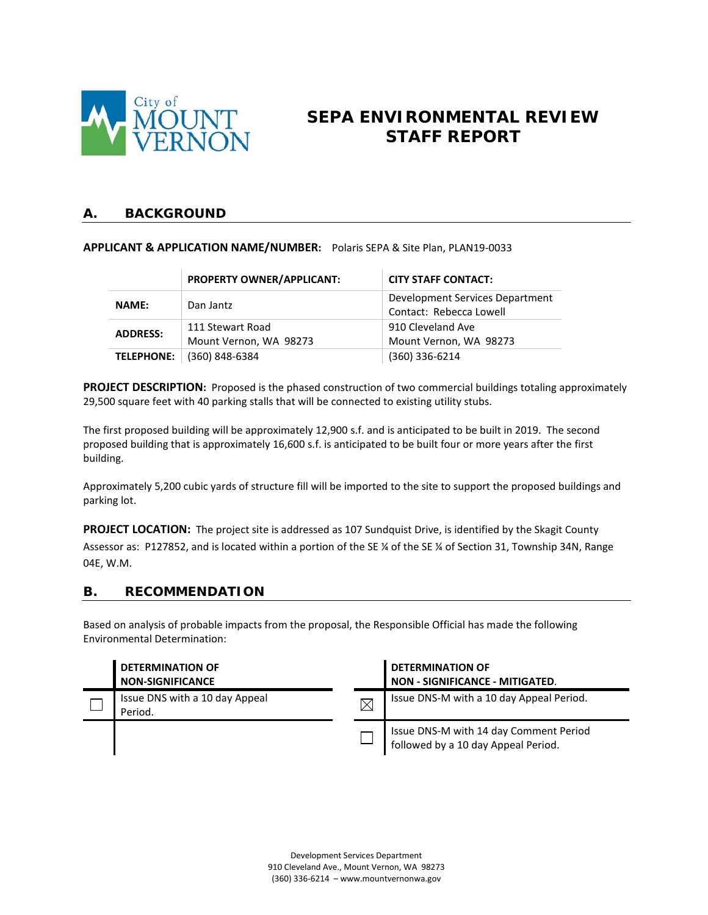City of MOUNT VERNON

# SEPA ENVIRONMENTAL REVIEW STAFF REPORT

## A. BACKGROUND

**APPLICANT & APPLICATION NAME/NUMBER:** Polaris SEPA & Site Plan, PLAN19-0033

| | PROPERTY OWNER/APPLICANT: | CITY STAFF CONTACT: |
|---|---|---|
| **NAME:** | Dan Jantz | Development Services Department Contact: Rebecca Lowell |
| **ADDRESS:** | 111 Stewart Road Mount Vernon, WA 98273 | 910 Cleveland Ave Mount Vernon, WA 98273 |
| **TELEPHONE:** | (360) 848-6384 | (360) 336-6214 |

**PROJECT DESCRIPTION:** Proposed is the phased construction of two commercial buildings totaling approximately 29,500 square feet with 40 parking stalls that will be connected to existing utility stubs.

The first proposed building will be approximately 12,900 s.f. and is anticipated to be built in 2019. The second proposed building that is approximately 16,600 s.f. is anticipated to be built four or more years after the first building.

Approximately 5,200 cubic yards of structure fill will be imported to the site to support the proposed buildings and parking lot.

**PROJECT LOCATION:** The project site is addressed as 107 Sundquist Drive, is identified by the Skagit County Assessor as: P127852, and is located within a portion of the SE ¼ of the SE ¼ of Section 31, Township 34N, Range 04E, W.M.

## B. RECOMMENDATION

Based on analysis of probable impacts from the proposal, the Responsible Official has made the following Environmental Determination:

| | DETERMINATION OF NON-SIGNIFICANCE | | DETERMINATION OF NON - SIGNIFICANCE - MITIGATED. |
|---|---|---|---|
| ☐ | Issue DNS with a 10 day Appeal Period. | ☒ | Issue DNS-M with a 10 day Appeal Period. |
| | | ☐ | Issue DNS-M with 14 day Comment Period followed by a 10 day Appeal Period. |

Development Services Department
910 Cleveland Ave., Mount Vernon, WA 98273
(360) 336-6214 – www.mountvernonwa.gov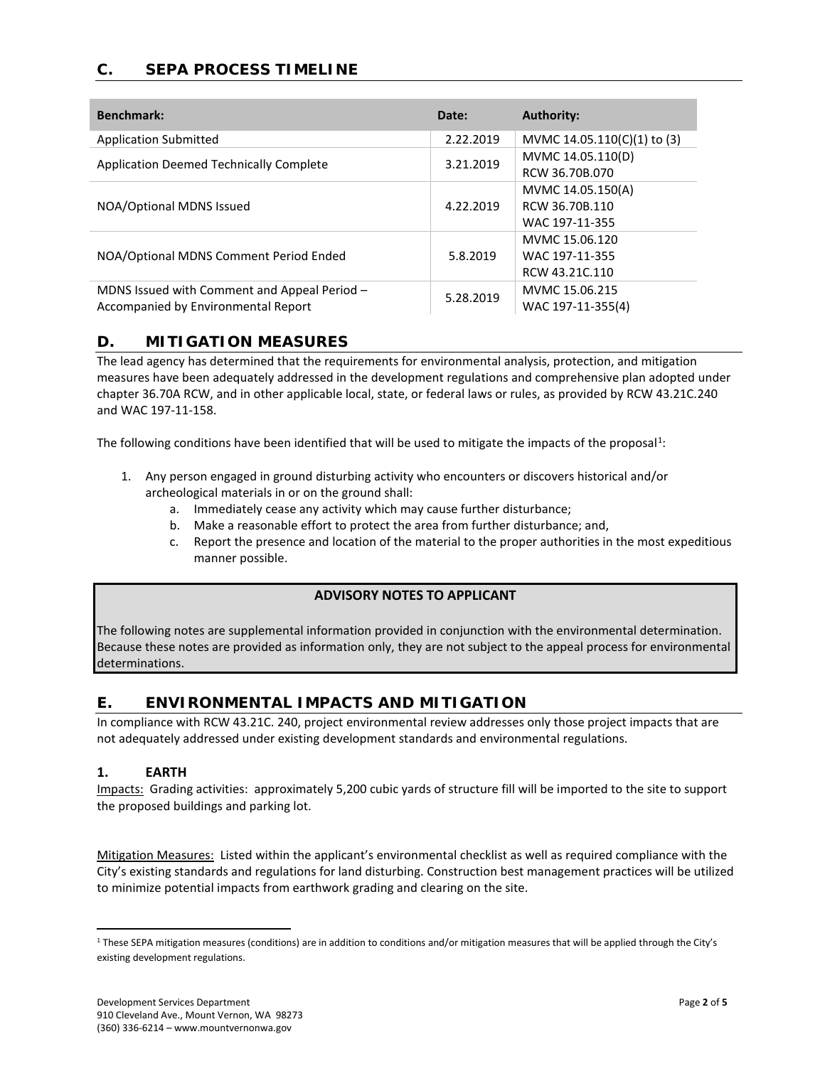## C. SEPA PROCESS TIMELINE

| Benchmark: | Date: | Authority: |
|---|---|---|
| Application Submitted | 2.22.2019 | MVMC 14.05.110(C)(1) to (3) |
| Application Deemed Technically Complete | 3.21.2019 | MVMC 14.05.110(D)<br>RCW 36.70B.070 |
| NOA/Optional MDNS Issued | 4.22.2019 | MVMC 14.05.150(A)<br>RCW 36.70B.110<br>WAC 197-11-355 |
| NOA/Optional MDNS Comment Period Ended | 5.8.2019 | MVMC 15.06.120<br>WAC 197-11-355<br>RCW 43.21C.110 |
| MDNS Issued with Comment and Appeal Period – Accompanied by Environmental Report | 5.28.2019 | MVMC 15.06.215<br>WAC 197-11-355(4) |

## D. MITIGATION MEASURES

The lead agency has determined that the requirements for environmental analysis, protection, and mitigation measures have been adequately addressed in the development regulations and comprehensive plan adopted under chapter 36.70A RCW, and in other applicable local, state, or federal laws or rules, as provided by RCW 43.21C.240 and WAC 197-11-158.

The following conditions have been identified that will be used to mitigate the impacts of the proposal[1]:

1. Any person engaged in ground disturbing activity who encounters or discovers historical and/or archeological materials in or on the ground shall:
   a. Immediately cease any activity which may cause further disturbance;
   b. Make a reasonable effort to protect the area from further disturbance; and,
   c. Report the presence and location of the material to the proper authorities in the most expeditious manner possible.

**ADVISORY NOTES TO APPLICANT**

The following notes are supplemental information provided in conjunction with the environmental determination. Because these notes are provided as information only, they are not subject to the appeal process for environmental determinations.

## E. ENVIRONMENTAL IMPACTS AND MITIGATION

In compliance with RCW 43.21C. 240, project environmental review addresses only those project impacts that are not adequately addressed under existing development standards and environmental regulations.

### 1. EARTH

Impacts: Grading activities: approximately 5,200 cubic yards of structure fill will be imported to the site to support the proposed buildings and parking lot.

Mitigation Measures: Listed within the applicant's environmental checklist as well as required compliance with the City's existing standards and regulations for land disturbing. Construction best management practices will be utilized to minimize potential impacts from earthwork grading and clearing on the site.

[1] These SEPA mitigation measures (conditions) are in addition to conditions and/or mitigation measures that will be applied through the City's existing development regulations.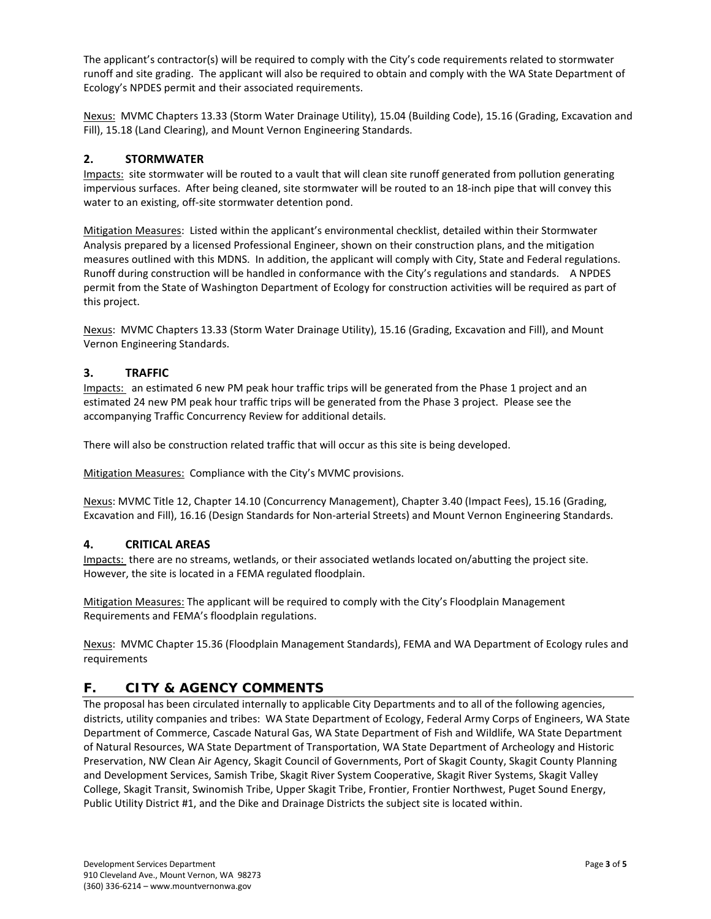The applicant's contractor(s) will be required to comply with the City's code requirements related to stormwater runoff and site grading. The applicant will also be required to obtain and comply with the WA State Department of Ecology's NPDES permit and their associated requirements.

Nexus: MVMC Chapters 13.33 (Storm Water Drainage Utility), 15.04 (Building Code), 15.16 (Grading, Excavation and Fill), 15.18 (Land Clearing), and Mount Vernon Engineering Standards.

### 2. STORMWATER

Impacts: site stormwater will be routed to a vault that will clean site runoff generated from pollution generating impervious surfaces. After being cleaned, site stormwater will be routed to an 18-inch pipe that will convey this water to an existing, off-site stormwater detention pond.

Mitigation Measures: Listed within the applicant's environmental checklist, detailed within their Stormwater Analysis prepared by a licensed Professional Engineer, shown on their construction plans, and the mitigation measures outlined with this MDNS. In addition, the applicant will comply with City, State and Federal regulations. Runoff during construction will be handled in conformance with the City's regulations and standards. A NPDES permit from the State of Washington Department of Ecology for construction activities will be required as part of this project.

Nexus: MVMC Chapters 13.33 (Storm Water Drainage Utility), 15.16 (Grading, Excavation and Fill), and Mount Vernon Engineering Standards.

### 3. TRAFFIC

Impacts: an estimated 6 new PM peak hour traffic trips will be generated from the Phase 1 project and an estimated 24 new PM peak hour traffic trips will be generated from the Phase 3 project. Please see the accompanying Traffic Concurrency Review for additional details.

There will also be construction related traffic that will occur as this site is being developed.

Mitigation Measures: Compliance with the City's MVMC provisions.

Nexus: MVMC Title 12, Chapter 14.10 (Concurrency Management), Chapter 3.40 (Impact Fees), 15.16 (Grading, Excavation and Fill), 16.16 (Design Standards for Non-arterial Streets) and Mount Vernon Engineering Standards.

### 4. CRITICAL AREAS

Impacts: there are no streams, wetlands, or their associated wetlands located on/abutting the project site. However, the site is located in a FEMA regulated floodplain.

Mitigation Measures: The applicant will be required to comply with the City's Floodplain Management Requirements and FEMA's floodplain regulations.

Nexus: MVMC Chapter 15.36 (Floodplain Management Standards), FEMA and WA Department of Ecology rules and requirements

## F. CITY & AGENCY COMMENTS

The proposal has been circulated internally to applicable City Departments and to all of the following agencies, districts, utility companies and tribes: WA State Department of Ecology, Federal Army Corps of Engineers, WA State Department of Commerce, Cascade Natural Gas, WA State Department of Fish and Wildlife, WA State Department of Natural Resources, WA State Department of Transportation, WA State Department of Archeology and Historic Preservation, NW Clean Air Agency, Skagit Council of Governments, Port of Skagit County, Skagit County Planning and Development Services, Samish Tribe, Skagit River System Cooperative, Skagit River Systems, Skagit Valley College, Skagit Transit, Swinomish Tribe, Upper Skagit Tribe, Frontier, Frontier Northwest, Puget Sound Energy, Public Utility District #1, and the Dike and Drainage Districts the subject site is located within.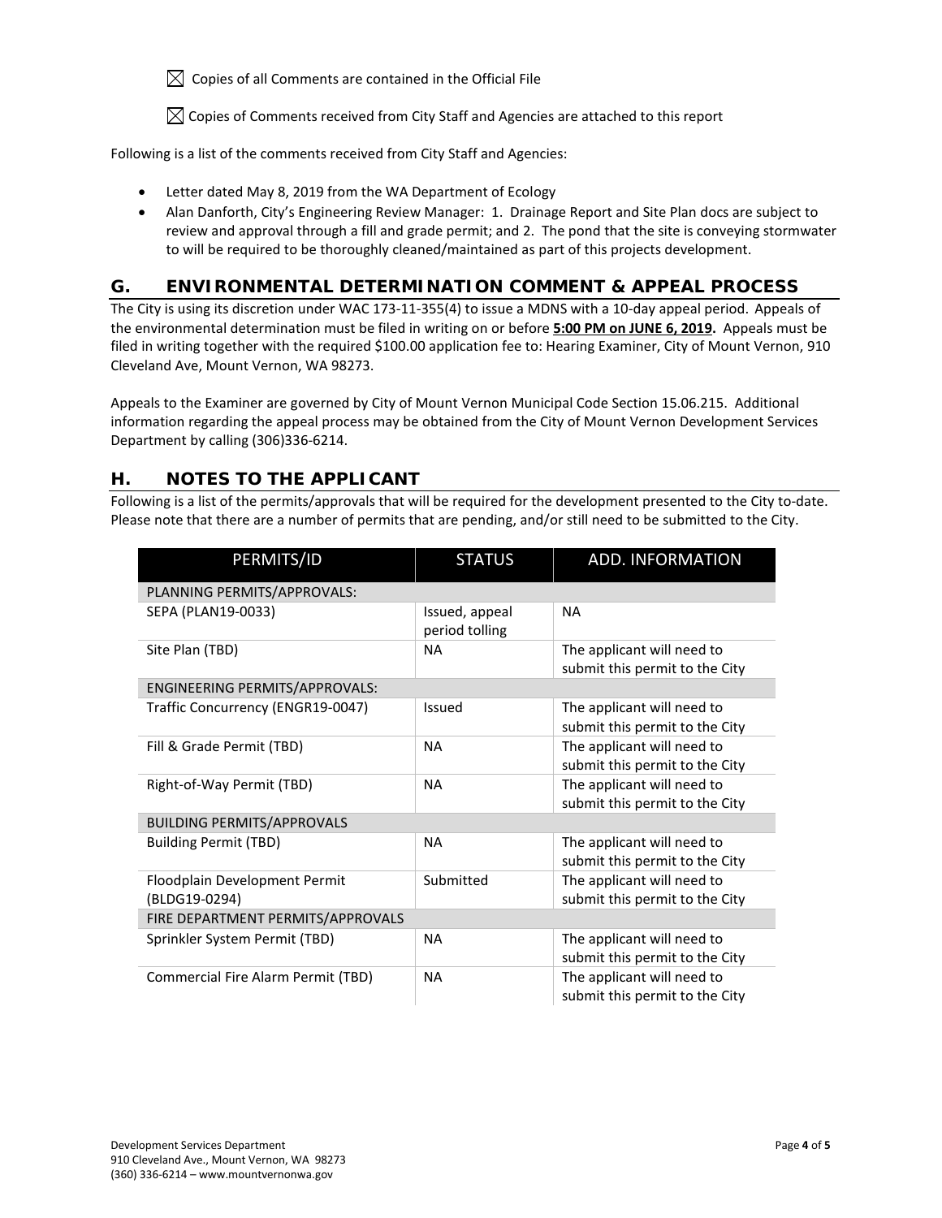☒ Copies of all Comments are contained in the Official File

☒ Copies of Comments received from City Staff and Agencies are attached to this report

Following is a list of the comments received from City Staff and Agencies:

- Letter dated May 8, 2019 from the WA Department of Ecology
- Alan Danforth, City's Engineering Review Manager: 1. Drainage Report and Site Plan docs are subject to review and approval through a fill and grade permit; and 2. The pond that the site is conveying stormwater to will be required to be thoroughly cleaned/maintained as part of this projects development.

## G. ENVIRONMENTAL DETERMINATION COMMENT & APPEAL PROCESS

The City is using its discretion under WAC 173-11-355(4) to issue a MDNS with a 10-day appeal period. Appeals of the environmental determination must be filed in writing on or before **5:00 PM on JUNE 6, 2019.** Appeals must be filed in writing together with the required $100.00 application fee to: Hearing Examiner, City of Mount Vernon, 910 Cleveland Ave, Mount Vernon, WA 98273.

Appeals to the Examiner are governed by City of Mount Vernon Municipal Code Section 15.06.215. Additional information regarding the appeal process may be obtained from the City of Mount Vernon Development Services Department by calling (306)336-6214.

## H. NOTES TO THE APPLICANT

Following is a list of the permits/approvals that will be required for the development presented to the City to-date. Please note that there are a number of permits that are pending, and/or still need to be submitted to the City.

| PERMITS/ID | STATUS | ADD. INFORMATION |
|---|---|---|
| PLANNING PERMITS/APPROVALS: | | |
| SEPA (PLAN19-0033) | Issued, appeal period tolling | NA |
| Site Plan (TBD) | NA | The applicant will need to submit this permit to the City |
| ENGINEERING PERMITS/APPROVALS: | | |
| Traffic Concurrency (ENGR19-0047) | Issued | The applicant will need to submit this permit to the City |
| Fill & Grade Permit (TBD) | NA | The applicant will need to submit this permit to the City |
| Right-of-Way Permit (TBD) | NA | The applicant will need to submit this permit to the City |
| BUILDING PERMITS/APPROVALS | | |
| Building Permit (TBD) | NA | The applicant will need to submit this permit to the City |
| Floodplain Development Permit (BLDG19-0294) | Submitted | The applicant will need to submit this permit to the City |
| FIRE DEPARTMENT PERMITS/APPROVALS | | |
| Sprinkler System Permit (TBD) | NA | The applicant will need to submit this permit to the City |
| Commercial Fire Alarm Permit (TBD) | NA | The applicant will need to submit this permit to the City |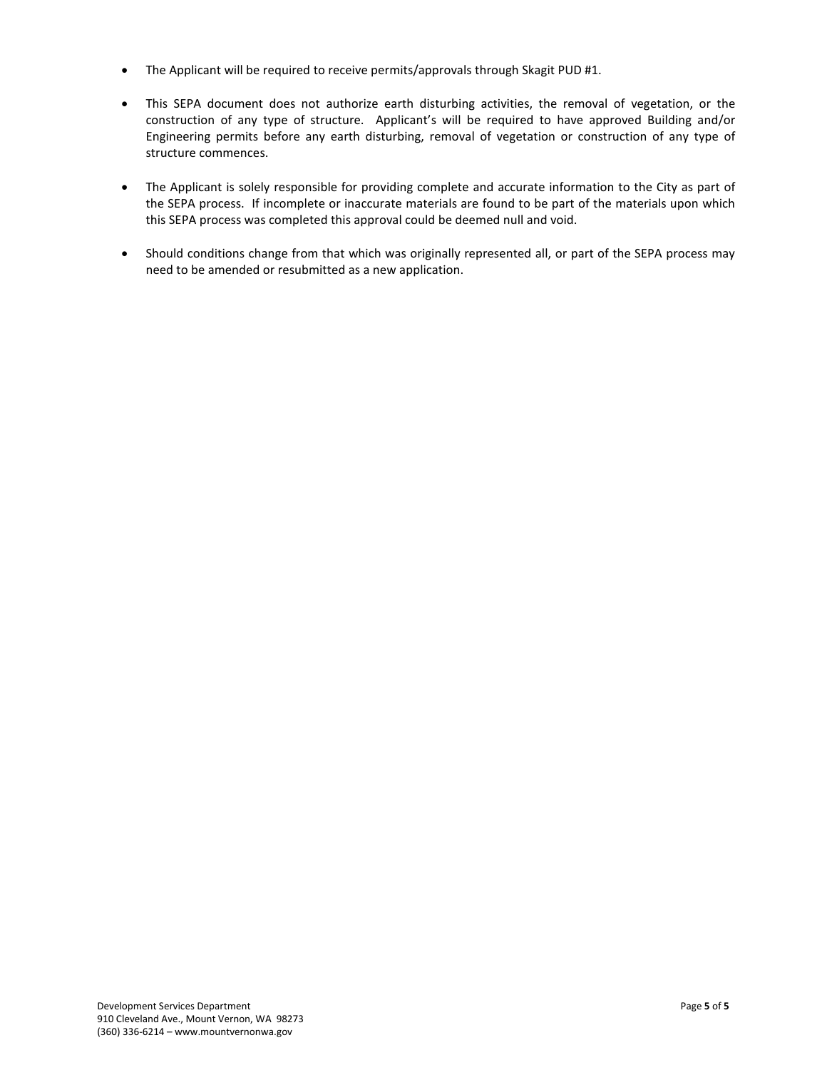- The Applicant will be required to receive permits/approvals through Skagit PUD #1.

- This SEPA document does not authorize earth disturbing activities, the removal of vegetation, or the construction of any type of structure. Applicant's will be required to have approved Building and/or Engineering permits before any earth disturbing, removal of vegetation or construction of any type of structure commences.

- The Applicant is solely responsible for providing complete and accurate information to the City as part of the SEPA process. If incomplete or inaccurate materials are found to be part of the materials upon which this SEPA process was completed this approval could be deemed null and void.

- Should conditions change from that which was originally represented all, or part of the SEPA process may need to be amended or resubmitted as a new application.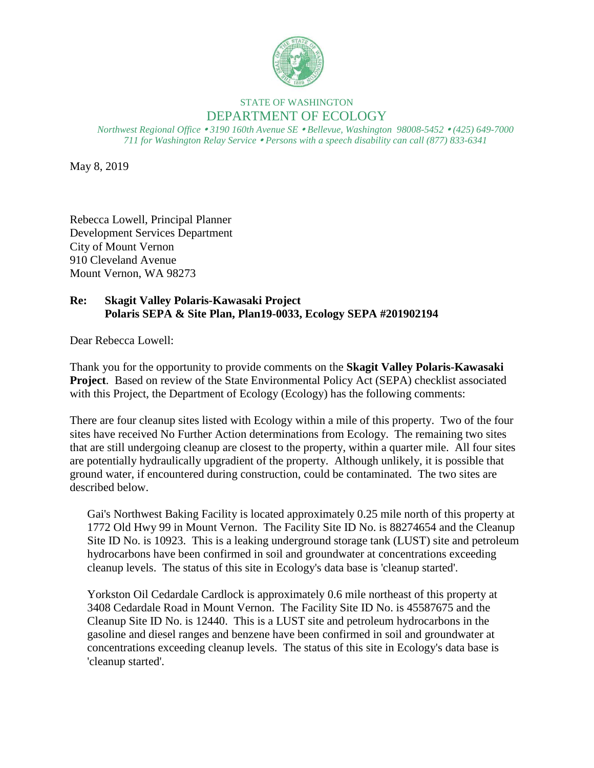STATE OF WASHINGTON

DEPARTMENT OF ECOLOGY

*Northwest Regional Office • 3190 160th Avenue SE • Bellevue, Washington 98008-5452 • (425) 649-7000*
*711 for Washington Relay Service • Persons with a speech disability can call (877) 833-6341*

May 8, 2019

Rebecca Lowell, Principal Planner
Development Services Department
City of Mount Vernon
910 Cleveland Avenue
Mount Vernon, WA 98273

**Re: Skagit Valley Polaris-Kawasaki Project**
**Polaris SEPA & Site Plan, Plan19-0033, Ecology SEPA #201902194**

Dear Rebecca Lowell:

Thank you for the opportunity to provide comments on the **Skagit Valley Polaris-Kawasaki Project**. Based on review of the State Environmental Policy Act (SEPA) checklist associated with this Project, the Department of Ecology (Ecology) has the following comments:

There are four cleanup sites listed with Ecology within a mile of this property. Two of the four sites have received No Further Action determinations from Ecology. The remaining two sites that are still undergoing cleanup are closest to the property, within a quarter mile. All four sites are potentially hydraulically upgradient of the property. Although unlikely, it is possible that ground water, if encountered during construction, could be contaminated. The two sites are described below.

Gai's Northwest Baking Facility is located approximately 0.25 mile north of this property at 1772 Old Hwy 99 in Mount Vernon. The Facility Site ID No. is 88274654 and the Cleanup Site ID No. is 10923. This is a leaking underground storage tank (LUST) site and petroleum hydrocarbons have been confirmed in soil and groundwater at concentrations exceeding cleanup levels. The status of this site in Ecology's data base is 'cleanup started'.

Yorkston Oil Cedardale Cardlock is approximately 0.6 mile northeast of this property at 3408 Cedardale Road in Mount Vernon. The Facility Site ID No. is 45587675 and the Cleanup Site ID No. is 12440. This is a LUST site and petroleum hydrocarbons in the gasoline and diesel ranges and benzene have been confirmed in soil and groundwater at concentrations exceeding cleanup levels. The status of this site in Ecology's data base is 'cleanup started'.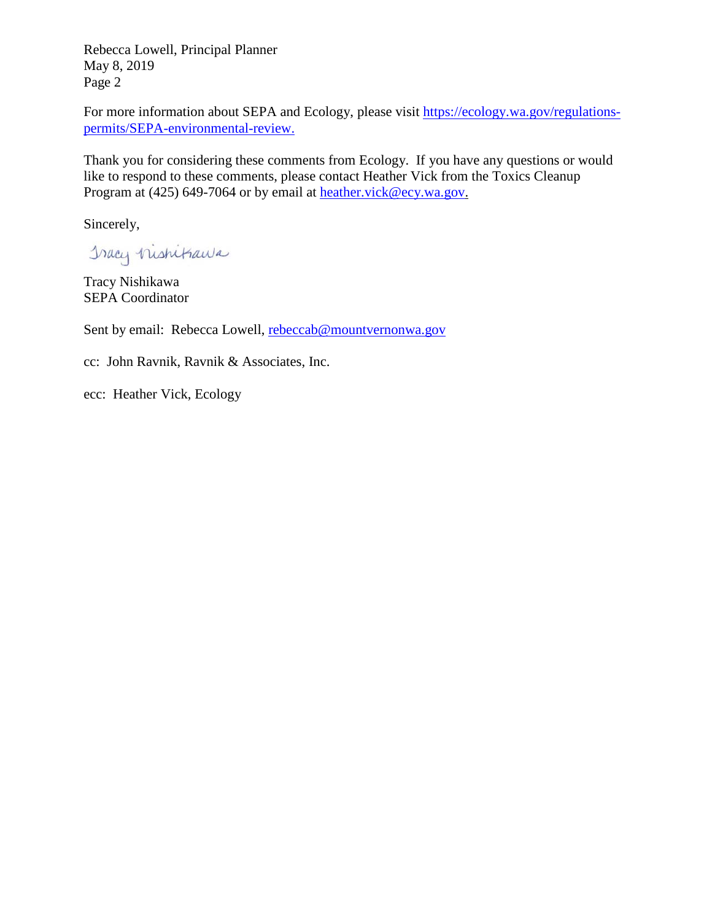For more information about SEPA and Ecology, please visit https://ecology.wa.gov/regulations-permits/SEPA-environmental-review.

Thank you for considering these comments from Ecology. If you have any questions or would like to respond to these comments, please contact Heather Vick from the Toxics Cleanup Program at (425) 649-7064 or by email at heather.vick@ecy.wa.gov.

Sincerely,

Tracy Nishikawa

Tracy Nishikawa
SEPA Coordinator

Sent by email: Rebecca Lowell, rebeccab@mountvernonwa.gov

cc: John Ravnik, Ravnik & Associates, Inc.

ecc: Heather Vick, Ecology